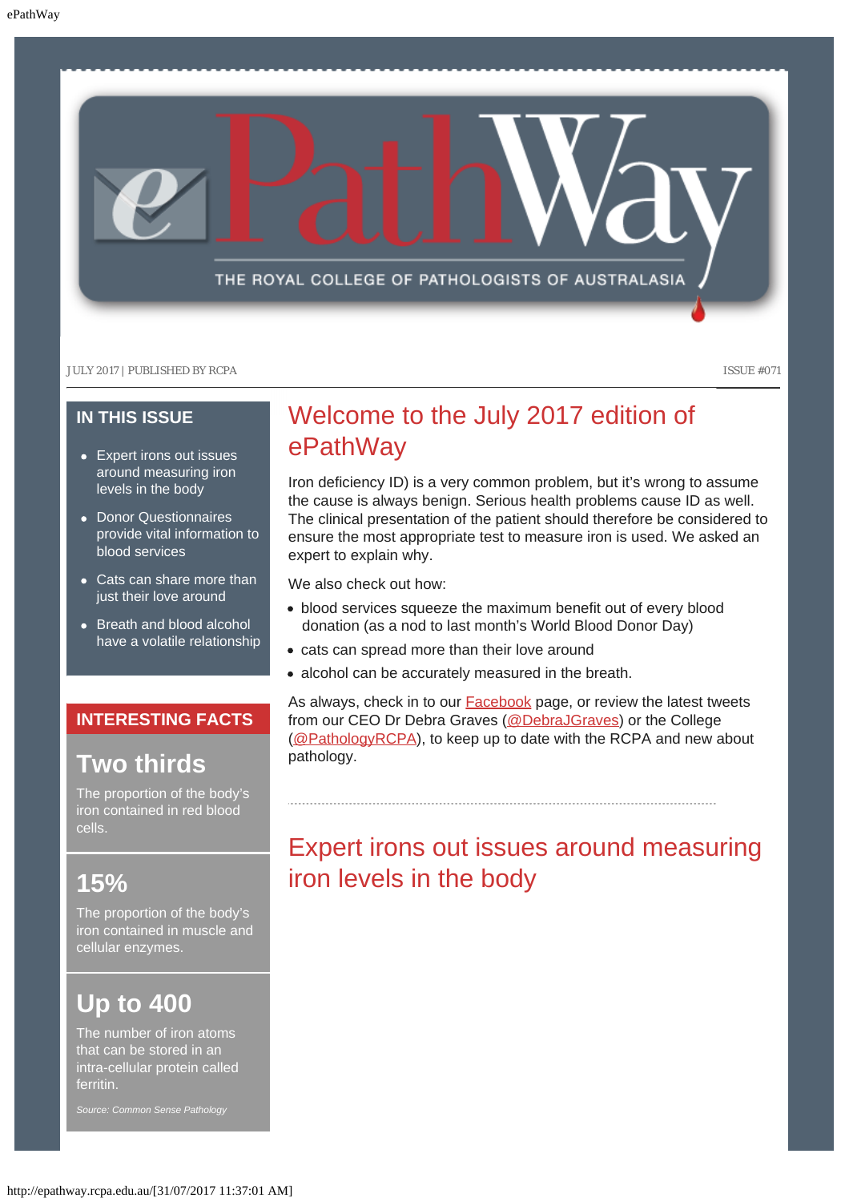# ePathWay

THE ROYAL COLLEGE OF PATHOLOGISTS OF AUSTRALASIA

JULY 2017 | PUBLISHED BY RCPA ISSUE #071

## IN THIS ISSUE

- Expert irons out issues around measuring iron levels in the body
- Donor Questionnaires provide vital information to blood services
- Cats can share more than just their love around
- Breath and blood alcohol have a volatile relationship

## INTERESTING FACTS

### Two thirds

The proportion of the body's iron contained in red blood cells.

### 15%

The proportion of the body's iron contained in muscle and cellular enzymes.

### Up to 400

The number of iron atoms that can be stored in an intra-cellular protein called ferritin.

*Source: Common Sense Pathology*

## Welcome to the July 2017 edition of ePathWay

Iron deficiency ID) is a very common problem, but it's wrong to assume the cause is always benign. Serious health problems cause ID as well. The clinical presentation of the patient should therefore be considered to ensure the most appropriate test to measure iron is used. We asked an expert to explain why.

We also check out how:

- blood services squeeze the maximum benefit out of every blood donation (as a nod to last month's World Blood Donor Day)
- cats can spread more than their love around
- alcohol can be accurately measured in the breath.

As always, check in to our Facebook page, or review the latest tweets from our CEO Dr Debra Graves (@DebraJGraves) or the College (@PathologyRCPA), to keep up to date with the RCPA and new about pathology.

## Expert irons out issues around measuring iron levels in the body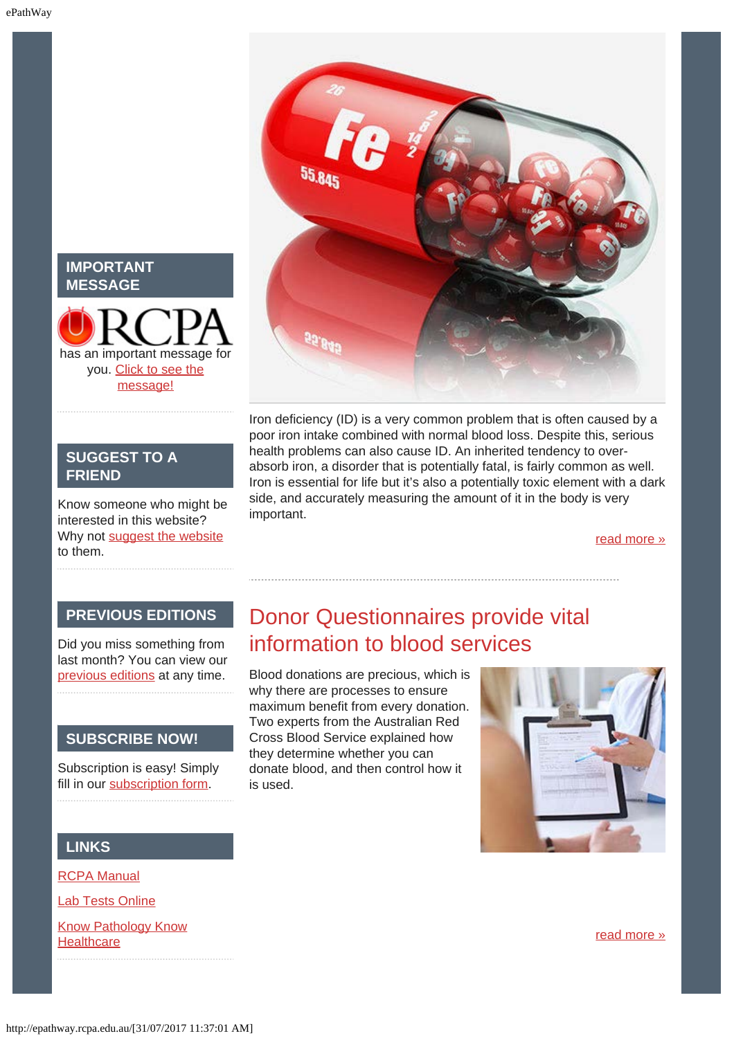Iron deficiency (ID) is a very common problem that is often caused by a poor iron intake combined with normal blood loss. Despite this, serious health problems can also cause ID. An inherited tendency to over-absorb iron, a disorder that is potentially fatal, is fairly common as well. Iron is essential for life but it's also a potentially toxic element with a dark side, and accurately measuring the amount of it in the body is very important.

read more »

## Donor Questionnaires provide vital information to blood services

Blood donations are precious, which is why there are processes to ensure maximum benefit from every donation. Two experts from the Australian Red Cross Blood Service explained how they determine whether you can donate blood, and then control how it is used.

read more »

## IMPORTANT MESSAGE

RCPA has an important message for you. Click to see the message!

## SUGGEST TO A FRIEND

Know someone who might be interested in this website? Why not suggest the website to them.

## PREVIOUS EDITIONS

Did you miss something from last month? You can view our previous editions at any time.

## SUBSCRIBE NOW!

Subscription is easy! Simply fill in our subscription form.

## LINKS

RCPA Manual

Lab Tests Online

Know Pathology Know Healthcare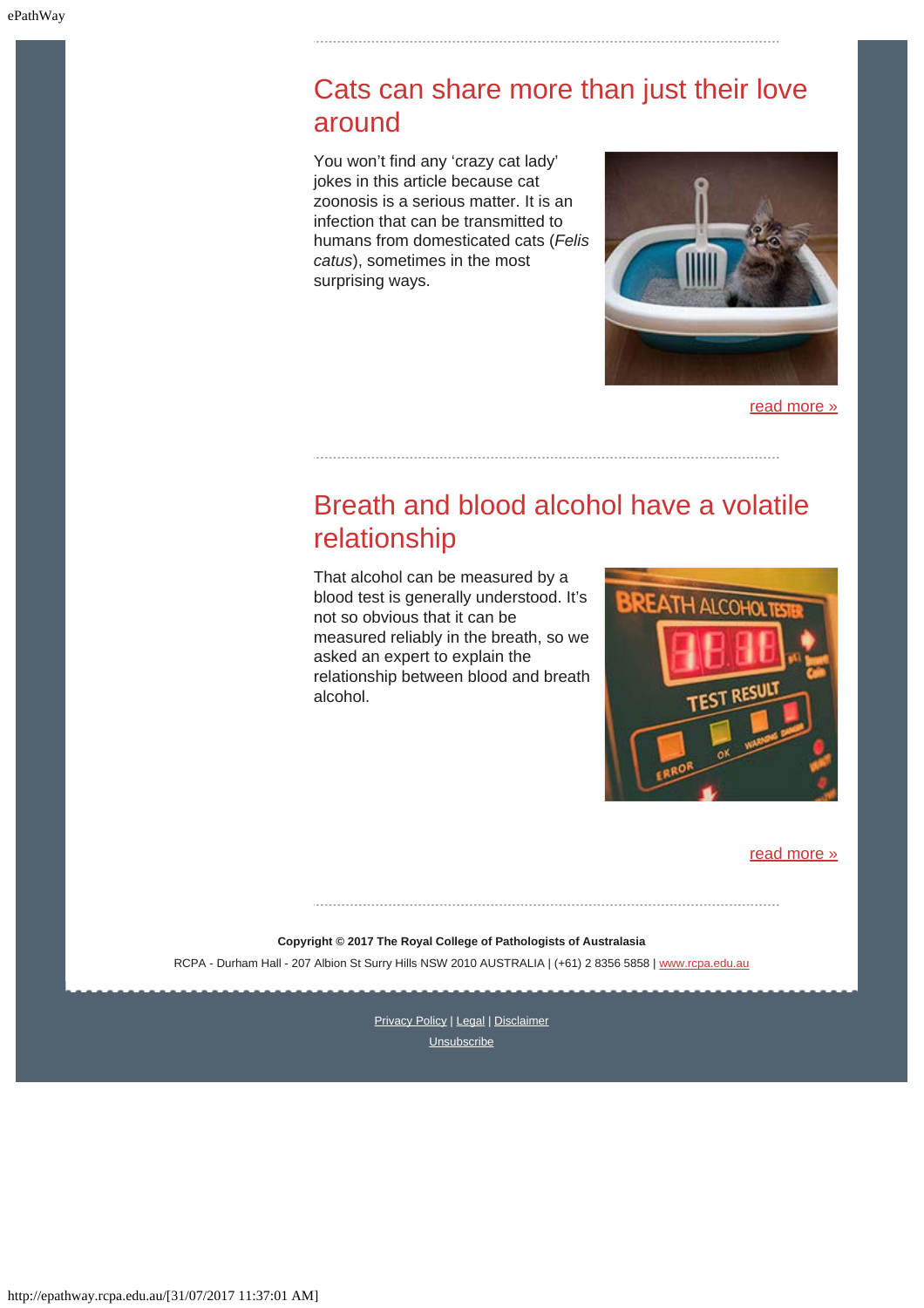## Cats can share more than just their love around

You won't find any 'crazy cat lady' jokes in this article because cat zoonosis is a serious matter. It is an infection that can be transmitted to humans from domesticated cats (*Felis catus*), sometimes in the most surprising ways.

read more »

## Breath and blood alcohol have a volatile relationship

That alcohol can be measured by a blood test is generally understood. It's not so obvious that it can be measured reliably in the breath, so we asked an expert to explain the relationship between blood and breath alcohol.

read more »

**Copyright © 2017 The Royal College of Pathologists of Australasia**

RCPA - Durham Hall - 207 Albion St Surry Hills NSW 2010 AUSTRALIA | (+61) 2 8356 5858 | www.rcpa.edu.au

Privacy Policy | Legal | Disclaimer

Unsubscribe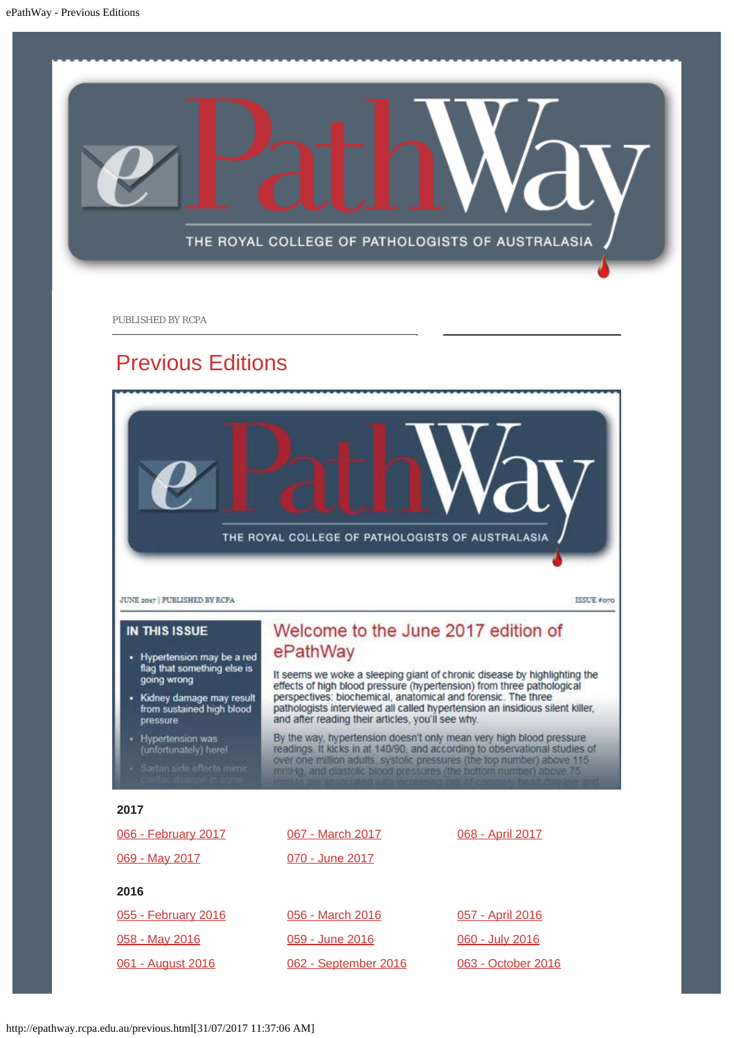PUBLISHED BY RCPA

# Previous Editions

JUNE 2017 | PUBLISHED BY RCPA

ISSUE #070

**IN THIS ISSUE**

- Hypertension may be a red flag that something else is going wrong
- Kidney damage may result from sustained high blood pressure
- Hypertension was (unfortunately) here!
- Sartan side effects mimic coeliac disease in some

## Welcome to the June 2017 edition of ePathWay

It seems we woke a sleeping giant of chronic disease by highlighting the effects of high blood pressure (hypertension) from three pathological perspectives: biochemical, anatomical and forensic. The three pathologists interviewed all called hypertension an insidious silent killer, and after reading their articles, you'll see why.

By the way, hypertension doesn't only mean very high blood pressure readings. It kicks in at 140/90, and according to observational studies of over one million adults, systolic pressures (the top number) above 115 mmHg, and diastolic blood pressures (the bottom number) above 75 mmHg are associated with increasing risk of coronary heart disease and

**2017**

066 - February 2017
067 - March 2017
068 - April 2017
069 - May 2017
070 - June 2017

**2016**

055 - February 2016
056 - March 2016
057 - April 2016
058 - May 2016
059 - June 2016
060 - July 2016
061 - August 2016
062 - September 2016
063 - October 2016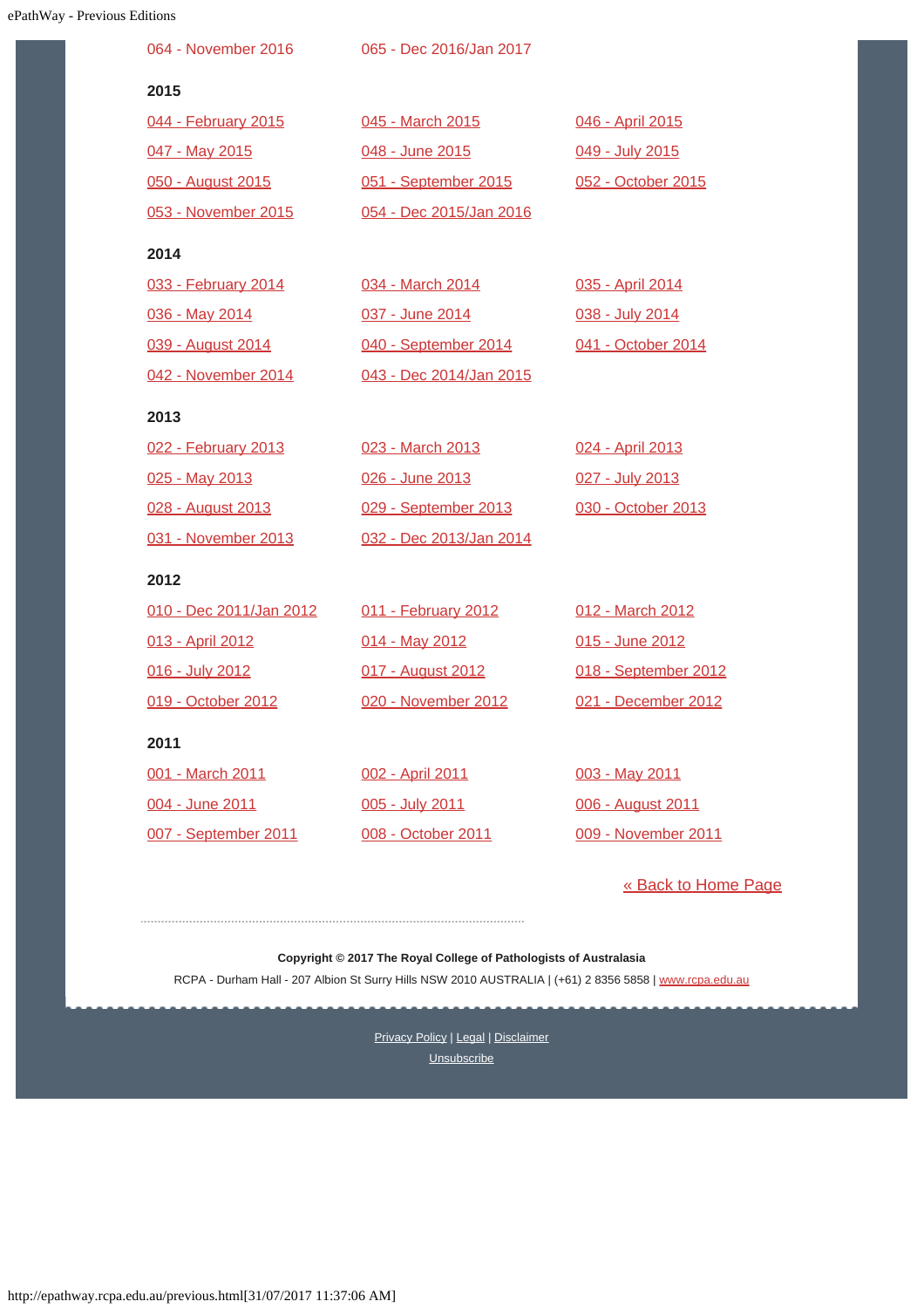064 - November 2016
065 - Dec 2016/Jan 2017

**2015**

044 - February 2015
045 - March 2015
046 - April 2015
047 - May 2015
048 - June 2015
049 - July 2015
050 - August 2015
051 - September 2015
052 - October 2015
053 - November 2015
054 - Dec 2015/Jan 2016

**2014**

033 - February 2014
034 - March 2014
035 - April 2014
036 - May 2014
037 - June 2014
038 - July 2014
039 - August 2014
040 - September 2014
041 - October 2014
042 - November 2014
043 - Dec 2014/Jan 2015

**2013**

022 - February 2013
023 - March 2013
024 - April 2013
025 - May 2013
026 - June 2013
027 - July 2013
028 - August 2013
029 - September 2013
030 - October 2013
031 - November 2013
032 - Dec 2013/Jan 2014

**2012**

010 - Dec 2011/Jan 2012
011 - February 2012
012 - March 2012
013 - April 2012
014 - May 2012
015 - June 2012
016 - July 2012
017 - August 2012
018 - September 2012
019 - October 2012
020 - November 2012
021 - December 2012

**2011**

001 - March 2011
002 - April 2011
003 - May 2011
004 - June 2011
005 - July 2011
006 - August 2011
007 - September 2011
008 - October 2011
009 - November 2011

« Back to Home Page

**Copyright © 2017 The Royal College of Pathologists of Australasia**

RCPA - Durham Hall - 207 Albion St Surry Hills NSW 2010 AUSTRALIA | (+61) 2 8356 5858 | www.rcpa.edu.au

Privacy Policy | Legal | Disclaimer

Unsubscribe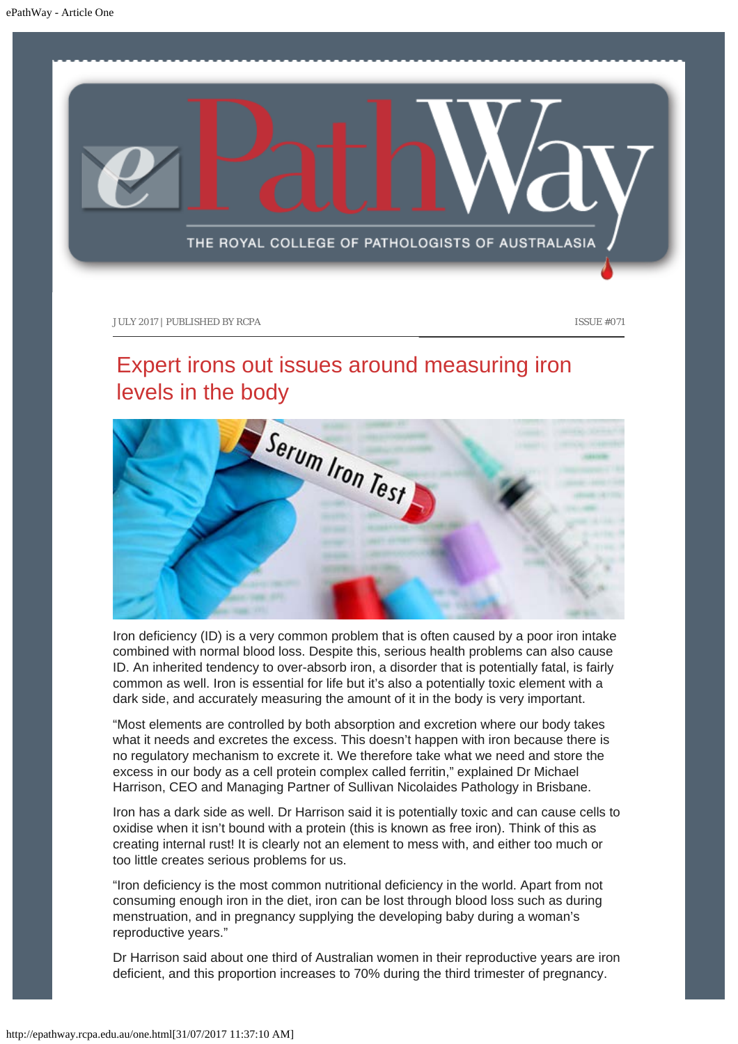JULY 2017 | PUBLISHED BY RCPA

ISSUE #071

# Expert irons out issues around measuring iron levels in the body

Iron deficiency (ID) is a very common problem that is often caused by a poor iron intake combined with normal blood loss. Despite this, serious health problems can also cause ID. An inherited tendency to over-absorb iron, a disorder that is potentially fatal, is fairly common as well. Iron is essential for life but it's also a potentially toxic element with a dark side, and accurately measuring the amount of it in the body is very important.

"Most elements are controlled by both absorption and excretion where our body takes what it needs and excretes the excess. This doesn't happen with iron because there is no regulatory mechanism to excrete it. We therefore take what we need and store the excess in our body as a cell protein complex called ferritin," explained Dr Michael Harrison, CEO and Managing Partner of Sullivan Nicolaides Pathology in Brisbane.

Iron has a dark side as well. Dr Harrison said it is potentially toxic and can cause cells to oxidise when it isn't bound with a protein (this is known as free iron). Think of this as creating internal rust! It is clearly not an element to mess with, and either too much or too little creates serious problems for us.

"Iron deficiency is the most common nutritional deficiency in the world. Apart from not consuming enough iron in the diet, iron can be lost through blood loss such as during menstruation, and in pregnancy supplying the developing baby during a woman's reproductive years."

Dr Harrison said about one third of Australian women in their reproductive years are iron deficient, and this proportion increases to 70% during the third trimester of pregnancy.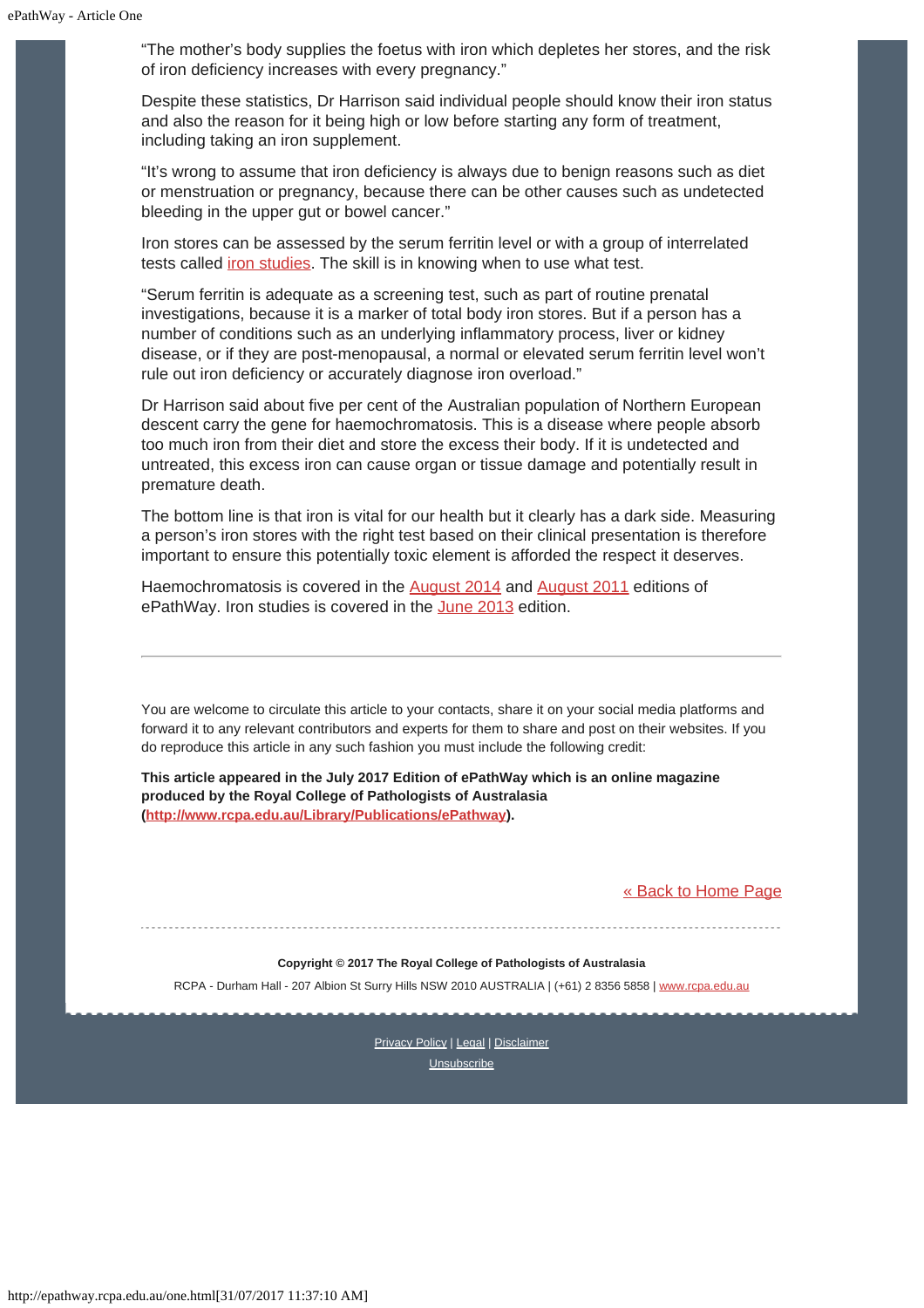"The mother's body supplies the foetus with iron which depletes her stores, and the risk of iron deficiency increases with every pregnancy."

Despite these statistics, Dr Harrison said individual people should know their iron status and also the reason for it being high or low before starting any form of treatment, including taking an iron supplement.

"It's wrong to assume that iron deficiency is always due to benign reasons such as diet or menstruation or pregnancy, because there can be other causes such as undetected bleeding in the upper gut or bowel cancer."

Iron stores can be assessed by the serum ferritin level or with a group of interrelated tests called iron studies. The skill is in knowing when to use what test.

"Serum ferritin is adequate as a screening test, such as part of routine prenatal investigations, because it is a marker of total body iron stores. But if a person has a number of conditions such as an underlying inflammatory process, liver or kidney disease, or if they are post-menopausal, a normal or elevated serum ferritin level won't rule out iron deficiency or accurately diagnose iron overload."

Dr Harrison said about five per cent of the Australian population of Northern European descent carry the gene for haemochromatosis. This is a disease where people absorb too much iron from their diet and store the excess their body. If it is undetected and untreated, this excess iron can cause organ or tissue damage and potentially result in premature death.

The bottom line is that iron is vital for our health but it clearly has a dark side. Measuring a person's iron stores with the right test based on their clinical presentation is therefore important to ensure this potentially toxic element is afforded the respect it deserves.

Haemochromatosis is covered in the August 2014 and August 2011 editions of ePathWay. Iron studies is covered in the June 2013 edition.

---

You are welcome to circulate this article to your contacts, share it on your social media platforms and forward it to any relevant contributors and experts for them to share and post on their websites. If you do reproduce this article in any such fashion you must include the following credit:

**This article appeared in the July 2017 Edition of ePathWay which is an online magazine produced by the Royal College of Pathologists of Australasia (http://www.rcpa.edu.au/Library/Publications/ePathway).**

« Back to Home Page

**Copyright © 2017 The Royal College of Pathologists of Australasia**

RCPA - Durham Hall - 207 Albion St Surry Hills NSW 2010 AUSTRALIA | (+61) 2 8356 5858 | www.rcpa.edu.au

Privacy Policy | Legal | Disclaimer

Unsubscribe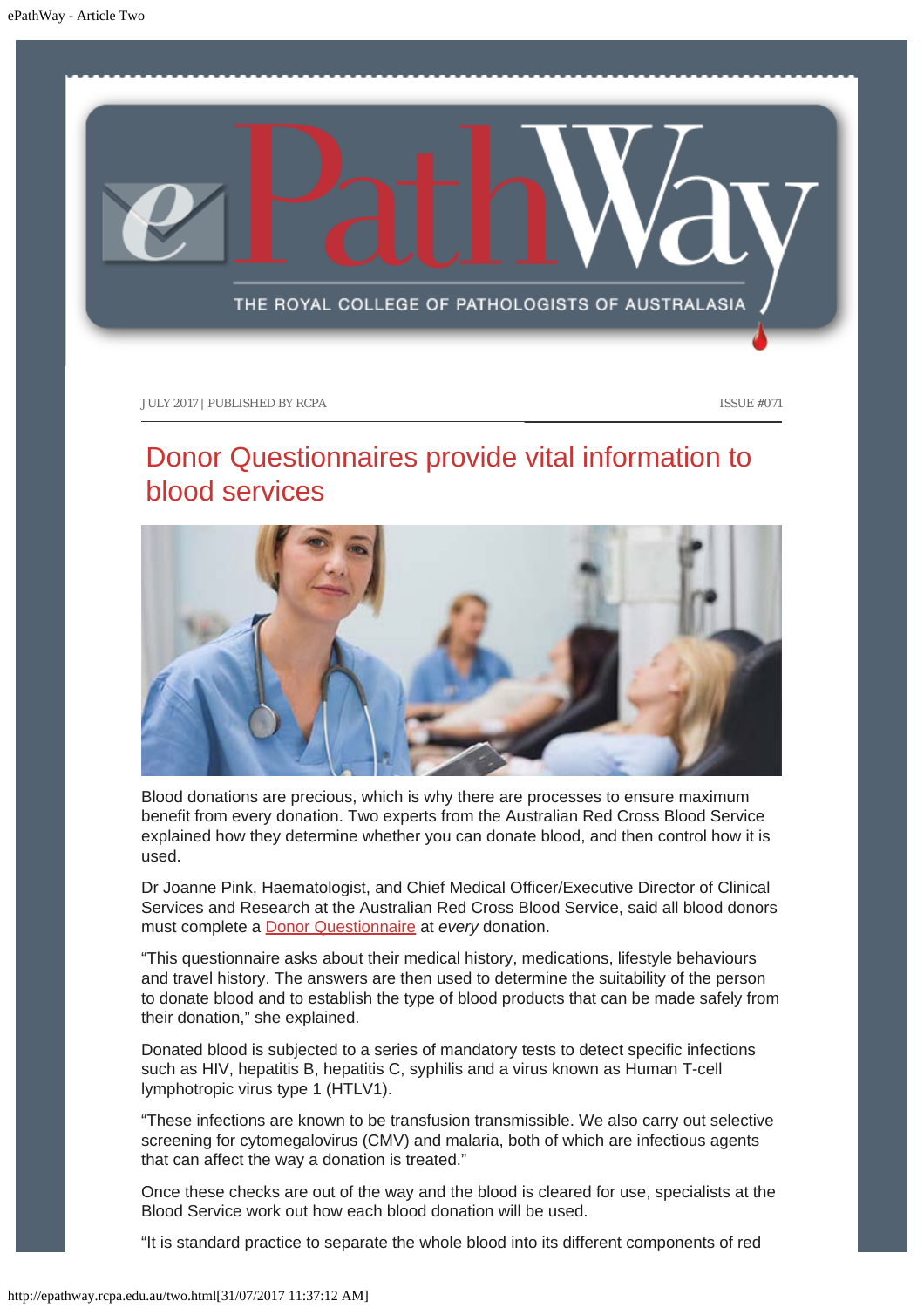JULY 2017 | PUBLISHED BY RCPA

ISSUE #071

# Donor Questionnaires provide vital information to blood services

Blood donations are precious, which is why there are processes to ensure maximum benefit from every donation. Two experts from the Australian Red Cross Blood Service explained how they determine whether you can donate blood, and then control how it is used.

Dr Joanne Pink, Haematologist, and Chief Medical Officer/Executive Director of Clinical Services and Research at the Australian Red Cross Blood Service, said all blood donors must complete a Donor Questionnaire at *every* donation.

"This questionnaire asks about their medical history, medications, lifestyle behaviours and travel history. The answers are then used to determine the suitability of the person to donate blood and to establish the type of blood products that can be made safely from their donation," she explained.

Donated blood is subjected to a series of mandatory tests to detect specific infections such as HIV, hepatitis B, hepatitis C, syphilis and a virus known as Human T-cell lymphotropic virus type 1 (HTLV1).

"These infections are known to be transfusion transmissible. We also carry out selective screening for cytomegalovirus (CMV) and malaria, both of which are infectious agents that can affect the way a donation is treated."

Once these checks are out of the way and the blood is cleared for use, specialists at the Blood Service work out how each blood donation will be used.

"It is standard practice to separate the whole blood into its different components of red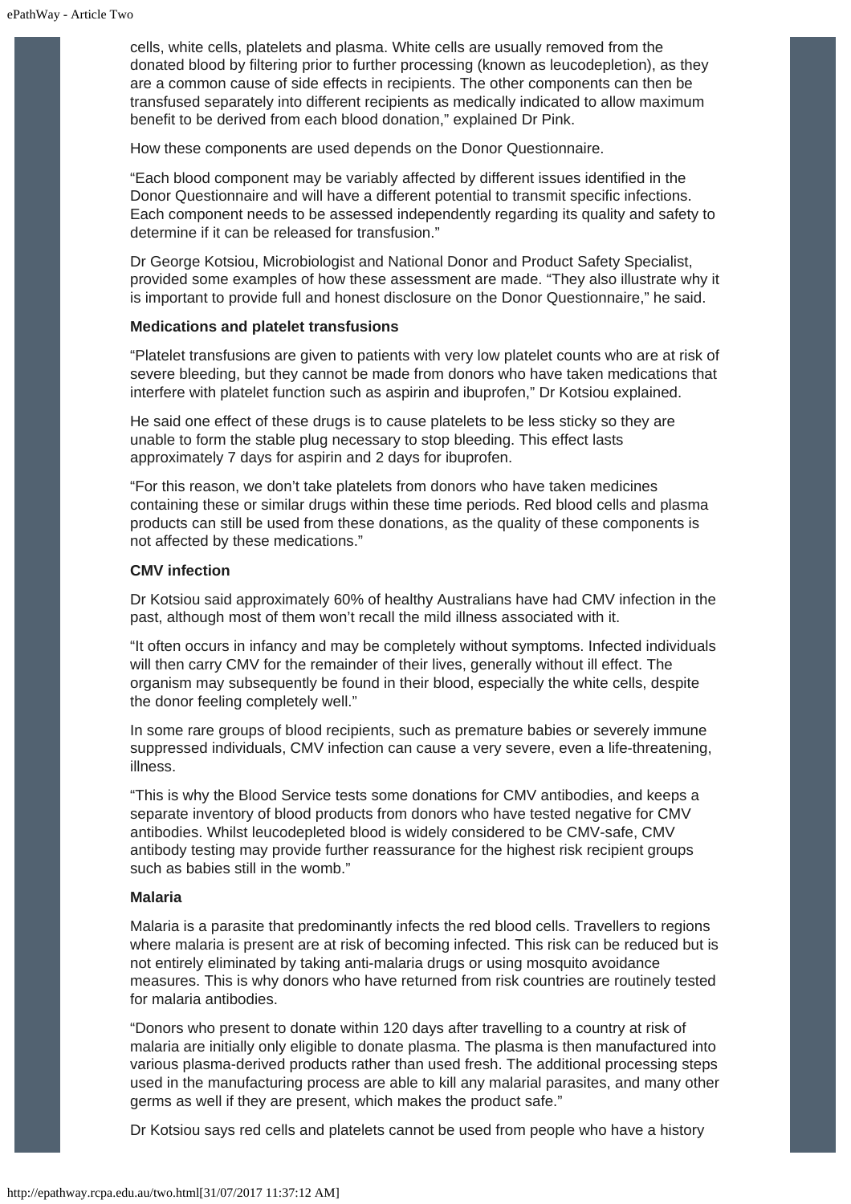cells, white cells, platelets and plasma. White cells are usually removed from the donated blood by filtering prior to further processing (known as leucodepletion), as they are a common cause of side effects in recipients. The other components can then be transfused separately into different recipients as medically indicated to allow maximum benefit to be derived from each blood donation," explained Dr Pink.

How these components are used depends on the Donor Questionnaire.

"Each blood component may be variably affected by different issues identified in the Donor Questionnaire and will have a different potential to transmit specific infections. Each component needs to be assessed independently regarding its quality and safety to determine if it can be released for transfusion."

Dr George Kotsiou, Microbiologist and National Donor and Product Safety Specialist, provided some examples of how these assessment are made. "They also illustrate why it is important to provide full and honest disclosure on the Donor Questionnaire," he said.

**Medications and platelet transfusions**

"Platelet transfusions are given to patients with very low platelet counts who are at risk of severe bleeding, but they cannot be made from donors who have taken medications that interfere with platelet function such as aspirin and ibuprofen," Dr Kotsiou explained.

He said one effect of these drugs is to cause platelets to be less sticky so they are unable to form the stable plug necessary to stop bleeding. This effect lasts approximately 7 days for aspirin and 2 days for ibuprofen.

"For this reason, we don't take platelets from donors who have taken medicines containing these or similar drugs within these time periods. Red blood cells and plasma products can still be used from these donations, as the quality of these components is not affected by these medications."

**CMV infection**

Dr Kotsiou said approximately 60% of healthy Australians have had CMV infection in the past, although most of them won't recall the mild illness associated with it.

"It often occurs in infancy and may be completely without symptoms. Infected individuals will then carry CMV for the remainder of their lives, generally without ill effect. The organism may subsequently be found in their blood, especially the white cells, despite the donor feeling completely well."

In some rare groups of blood recipients, such as premature babies or severely immune suppressed individuals, CMV infection can cause a very severe, even a life-threatening, illness.

"This is why the Blood Service tests some donations for CMV antibodies, and keeps a separate inventory of blood products from donors who have tested negative for CMV antibodies. Whilst leucodepleted blood is widely considered to be CMV-safe, CMV antibody testing may provide further reassurance for the highest risk recipient groups such as babies still in the womb."

**Malaria**

Malaria is a parasite that predominantly infects the red blood cells. Travellers to regions where malaria is present are at risk of becoming infected. This risk can be reduced but is not entirely eliminated by taking anti-malaria drugs or using mosquito avoidance measures. This is why donors who have returned from risk countries are routinely tested for malaria antibodies.

"Donors who present to donate within 120 days after travelling to a country at risk of malaria are initially only eligible to donate plasma. The plasma is then manufactured into various plasma-derived products rather than used fresh. The additional processing steps used in the manufacturing process are able to kill any malarial parasites, and many other germs as well if they are present, which makes the product safe."

Dr Kotsiou says red cells and platelets cannot be used from people who have a history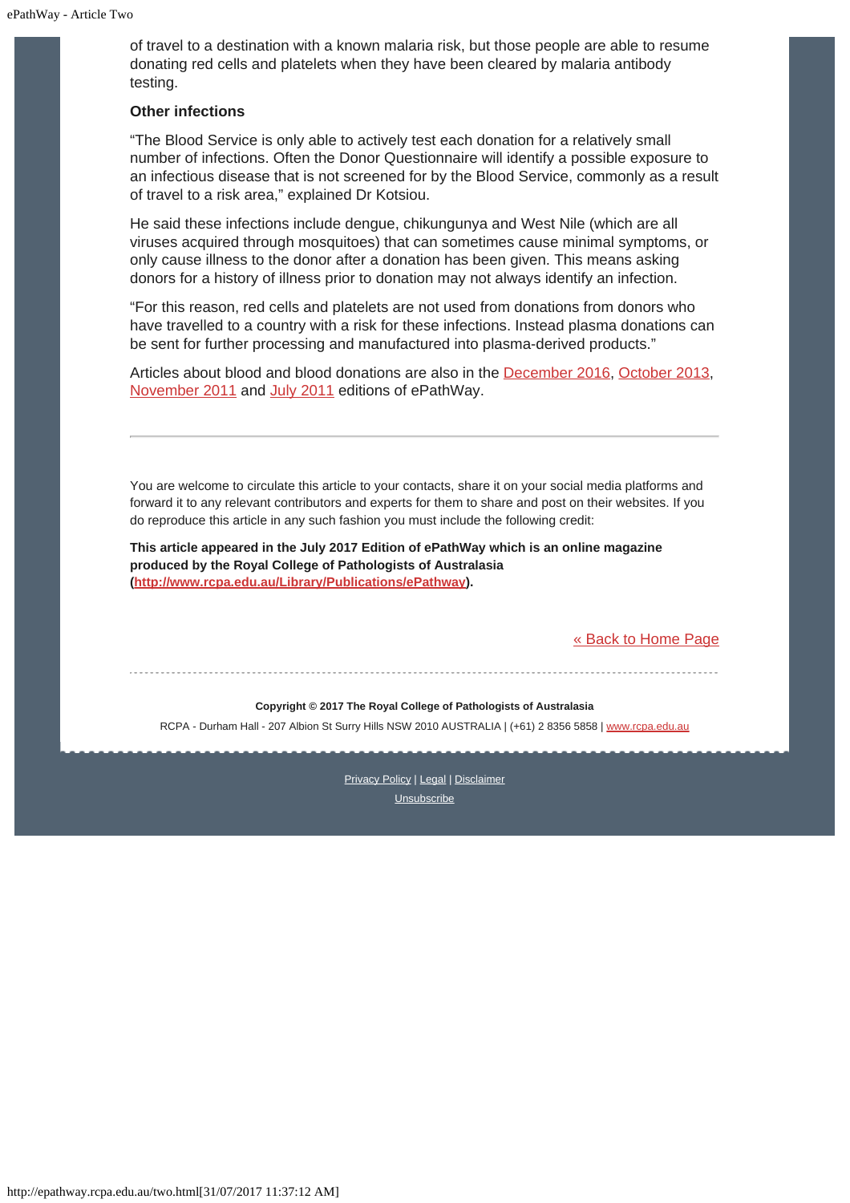of travel to a destination with a known malaria risk, but those people are able to resume donating red cells and platelets when they have been cleared by malaria antibody testing.

### Other infections

"The Blood Service is only able to actively test each donation for a relatively small number of infections. Often the Donor Questionnaire will identify a possible exposure to an infectious disease that is not screened for by the Blood Service, commonly as a result of travel to a risk area," explained Dr Kotsiou.

He said these infections include dengue, chikungunya and West Nile (which are all viruses acquired through mosquitoes) that can sometimes cause minimal symptoms, or only cause illness to the donor after a donation has been given. This means asking donors for a history of illness prior to donation may not always identify an infection.

"For this reason, red cells and platelets are not used from donations from donors who have travelled to a country with a risk for these infections. Instead plasma donations can be sent for further processing and manufactured into plasma-derived products."

Articles about blood and blood donations are also in the December 2016, October 2013, November 2011 and July 2011 editions of ePathWay.

---

You are welcome to circulate this article to your contacts, share it on your social media platforms and forward it to any relevant contributors and experts for them to share and post on their websites. If you do reproduce this article in any such fashion you must include the following credit:

**This article appeared in the July 2017 Edition of ePathWay which is an online magazine produced by the Royal College of Pathologists of Australasia (http://www.rcpa.edu.au/Library/Publications/ePathway).**

« Back to Home Page

**Copyright © 2017 The Royal College of Pathologists of Australasia**

RCPA - Durham Hall - 207 Albion St Surry Hills NSW 2010 AUSTRALIA | (+61) 2 8356 5858 | www.rcpa.edu.au

Privacy Policy | Legal | Disclaimer

Unsubscribe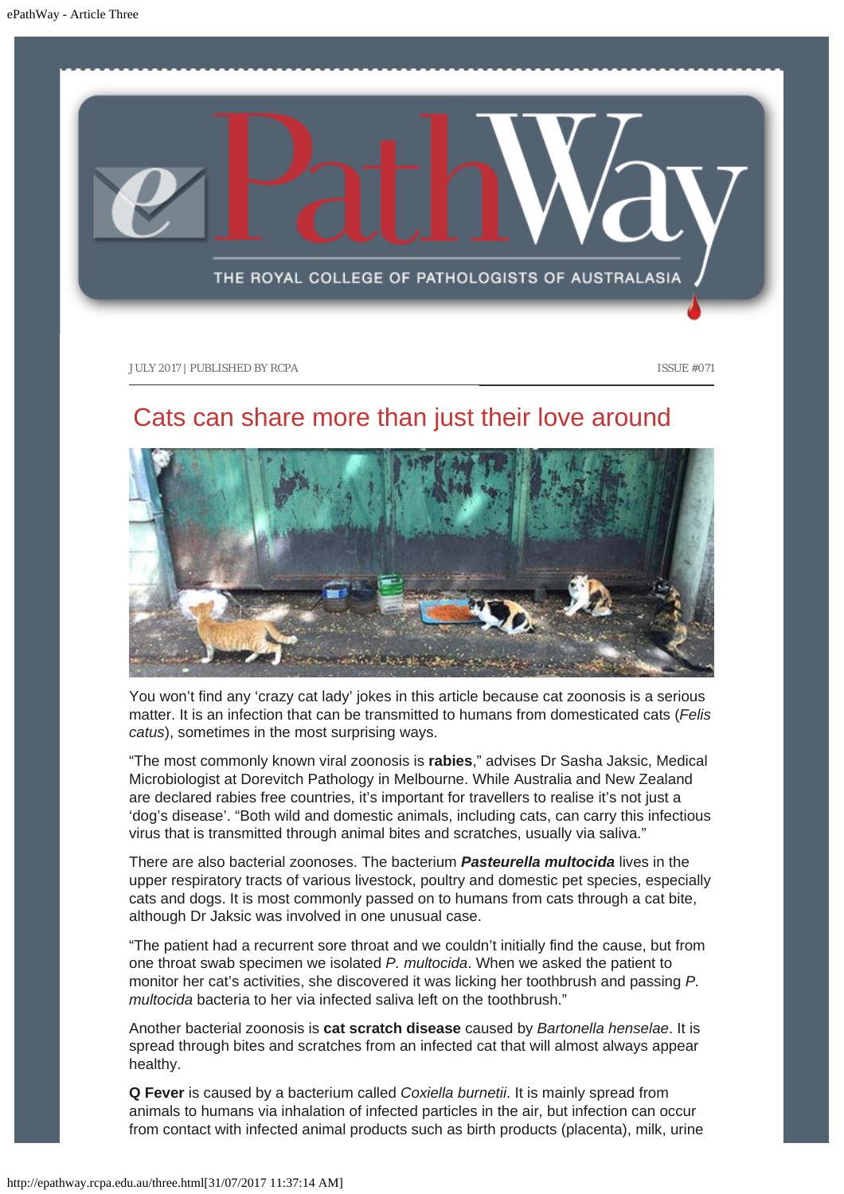JULY 2017 | PUBLISHED BY RCPA ISSUE #071

# Cats can share more than just their love around

You won't find any 'crazy cat lady' jokes in this article because cat zoonosis is a serious matter. It is an infection that can be transmitted to humans from domesticated cats (*Felis catus*), sometimes in the most surprising ways.

"The most commonly known viral zoonosis is **rabies**," advises Dr Sasha Jaksic, Medical Microbiologist at Dorevitch Pathology in Melbourne. While Australia and New Zealand are declared rabies free countries, it's important for travellers to realise it's not just a 'dog's disease'. "Both wild and domestic animals, including cats, can carry this infectious virus that is transmitted through animal bites and scratches, usually via saliva."

There are also bacterial zoonoses. The bacterium ***Pasteurella multocida*** lives in the upper respiratory tracts of various livestock, poultry and domestic pet species, especially cats and dogs. It is most commonly passed on to humans from cats through a cat bite, although Dr Jaksic was involved in one unusual case.

"The patient had a recurrent sore throat and we couldn't initially find the cause, but from one throat swab specimen we isolated *P. multocida*. When we asked the patient to monitor her cat's activities, she discovered it was licking her toothbrush and passing *P. multocida* bacteria to her via infected saliva left on the toothbrush."

Another bacterial zoonosis is **cat scratch disease** caused by *Bartonella henselae*. It is spread through bites and scratches from an infected cat that will almost always appear healthy.

**Q Fever** is caused by a bacterium called *Coxiella burnetii*. It is mainly spread from animals to humans via inhalation of infected particles in the air, but infection can occur from contact with infected animal products such as birth products (placenta), milk, urine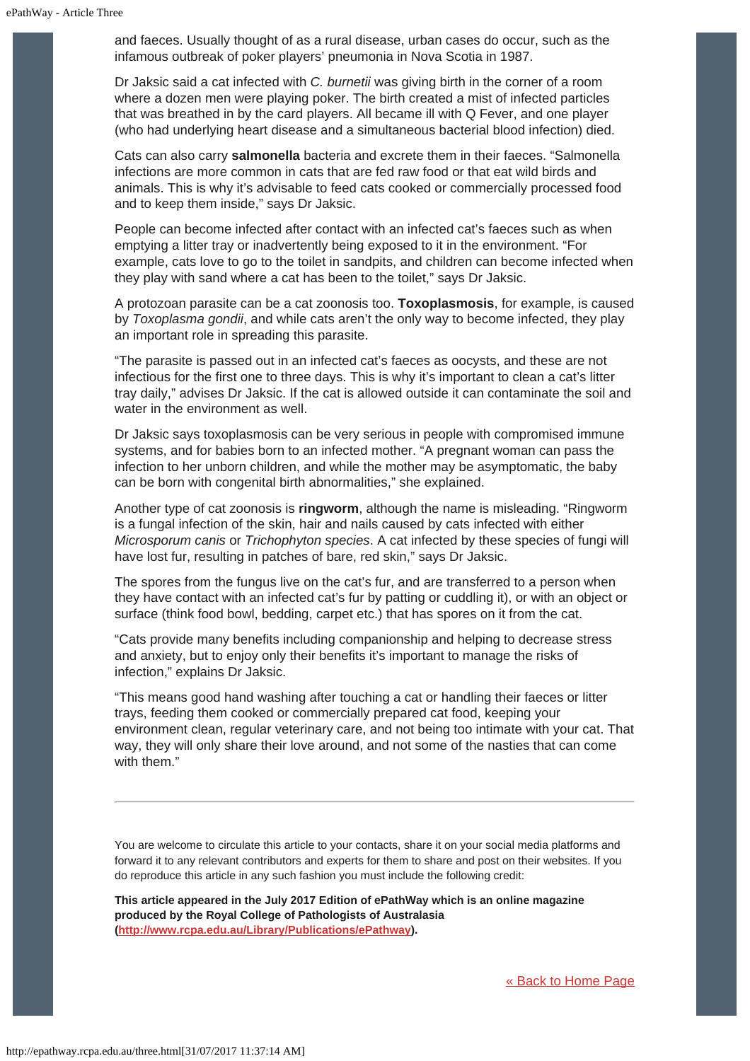and faeces. Usually thought of as a rural disease, urban cases do occur, such as the infamous outbreak of poker players' pneumonia in Nova Scotia in 1987.

Dr Jaksic said a cat infected with *C. burnetii* was giving birth in the corner of a room where a dozen men were playing poker. The birth created a mist of infected particles that was breathed in by the card players. All became ill with Q Fever, and one player (who had underlying heart disease and a simultaneous bacterial blood infection) died.

Cats can also carry **salmonella** bacteria and excrete them in their faeces. "Salmonella infections are more common in cats that are fed raw food or that eat wild birds and animals. This is why it's advisable to feed cats cooked or commercially processed food and to keep them inside," says Dr Jaksic.

People can become infected after contact with an infected cat's faeces such as when emptying a litter tray or inadvertently being exposed to it in the environment. "For example, cats love to go to the toilet in sandpits, and children can become infected when they play with sand where a cat has been to the toilet," says Dr Jaksic.

A protozoan parasite can be a cat zoonosis too. **Toxoplasmosis**, for example, is caused by *Toxoplasma gondii*, and while cats aren't the only way to become infected, they play an important role in spreading this parasite.

"The parasite is passed out in an infected cat's faeces as oocysts, and these are not infectious for the first one to three days. This is why it's important to clean a cat's litter tray daily," advises Dr Jaksic. If the cat is allowed outside it can contaminate the soil and water in the environment as well.

Dr Jaksic says toxoplasmosis can be very serious in people with compromised immune systems, and for babies born to an infected mother. "A pregnant woman can pass the infection to her unborn children, and while the mother may be asymptomatic, the baby can be born with congenital birth abnormalities," she explained.

Another type of cat zoonosis is **ringworm**, although the name is misleading. "Ringworm is a fungal infection of the skin, hair and nails caused by cats infected with either *Microsporum canis* or *Trichophyton species*. A cat infected by these species of fungi will have lost fur, resulting in patches of bare, red skin," says Dr Jaksic.

The spores from the fungus live on the cat's fur, and are transferred to a person when they have contact with an infected cat's fur by patting or cuddling it), or with an object or surface (think food bowl, bedding, carpet etc.) that has spores on it from the cat.

"Cats provide many benefits including companionship and helping to decrease stress and anxiety, but to enjoy only their benefits it's important to manage the risks of infection," explains Dr Jaksic.

"This means good hand washing after touching a cat or handling their faeces or litter trays, feeding them cooked or commercially prepared cat food, keeping your environment clean, regular veterinary care, and not being too intimate with your cat. That way, they will only share their love around, and not some of the nasties that can come with them."

---

You are welcome to circulate this article to your contacts, share it on your social media platforms and forward it to any relevant contributors and experts for them to share and post on their websites. If you do reproduce this article in any such fashion you must include the following credit:

**This article appeared in the July 2017 Edition of ePathWay which is an online magazine produced by the Royal College of Pathologists of Australasia (http://www.rcpa.edu.au/Library/Publications/ePathway).**

« Back to Home Page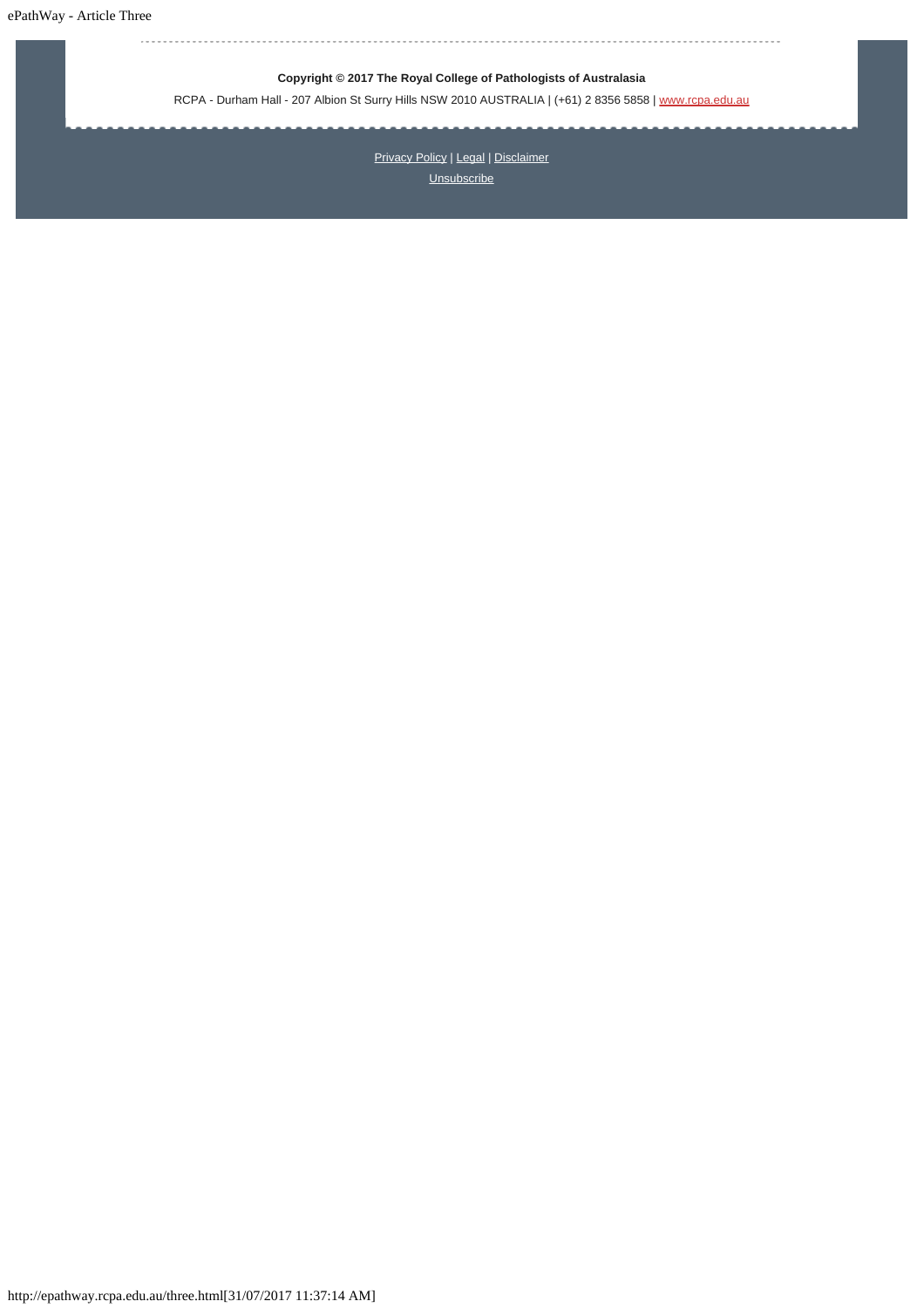**Copyright © 2017 The Royal College of Pathologists of Australasia**

RCPA - Durham Hall - 207 Albion St Surry Hills NSW 2010 AUSTRALIA | (+61) 2 8356 5858 | www.rcpa.edu.au

Privacy Policy | Legal | Disclaimer

Unsubscribe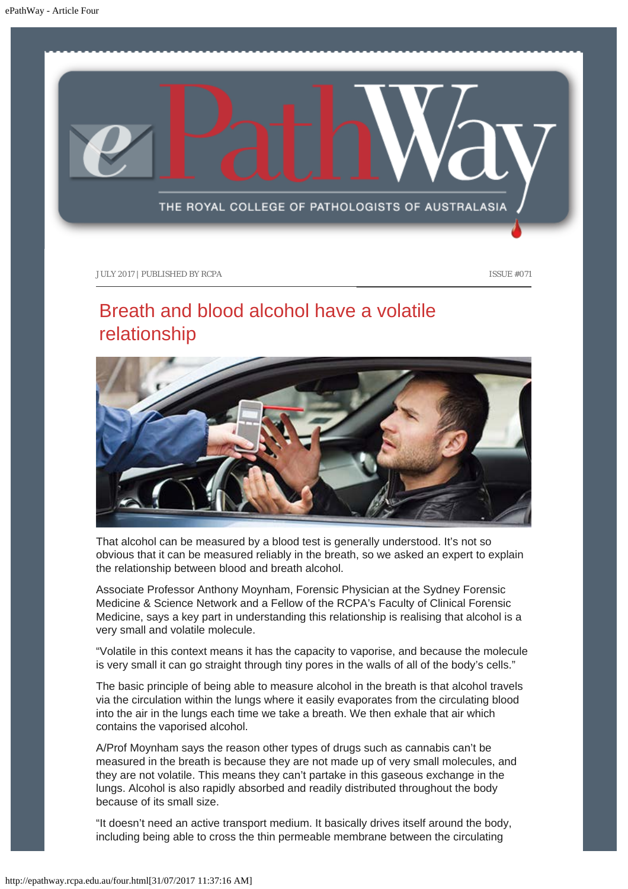JULY 2017 | PUBLISHED BY RCPA

ISSUE #071

# Breath and blood alcohol have a volatile relationship

That alcohol can be measured by a blood test is generally understood. It's not so obvious that it can be measured reliably in the breath, so we asked an expert to explain the relationship between blood and breath alcohol.

Associate Professor Anthony Moynham, Forensic Physician at the Sydney Forensic Medicine & Science Network and a Fellow of the RCPA's Faculty of Clinical Forensic Medicine, says a key part in understanding this relationship is realising that alcohol is a very small and volatile molecule.

"Volatile in this context means it has the capacity to vaporise, and because the molecule is very small it can go straight through tiny pores in the walls of all of the body's cells."

The basic principle of being able to measure alcohol in the breath is that alcohol travels via the circulation within the lungs where it easily evaporates from the circulating blood into the air in the lungs each time we take a breath. We then exhale that air which contains the vaporised alcohol.

A/Prof Moynham says the reason other types of drugs such as cannabis can't be measured in the breath is because they are not made up of very small molecules, and they are not volatile. This means they can't partake in this gaseous exchange in the lungs. Alcohol is also rapidly absorbed and readily distributed throughout the body because of its small size.

"It doesn't need an active transport medium. It basically drives itself around the body, including being able to cross the thin permeable membrane between the circulating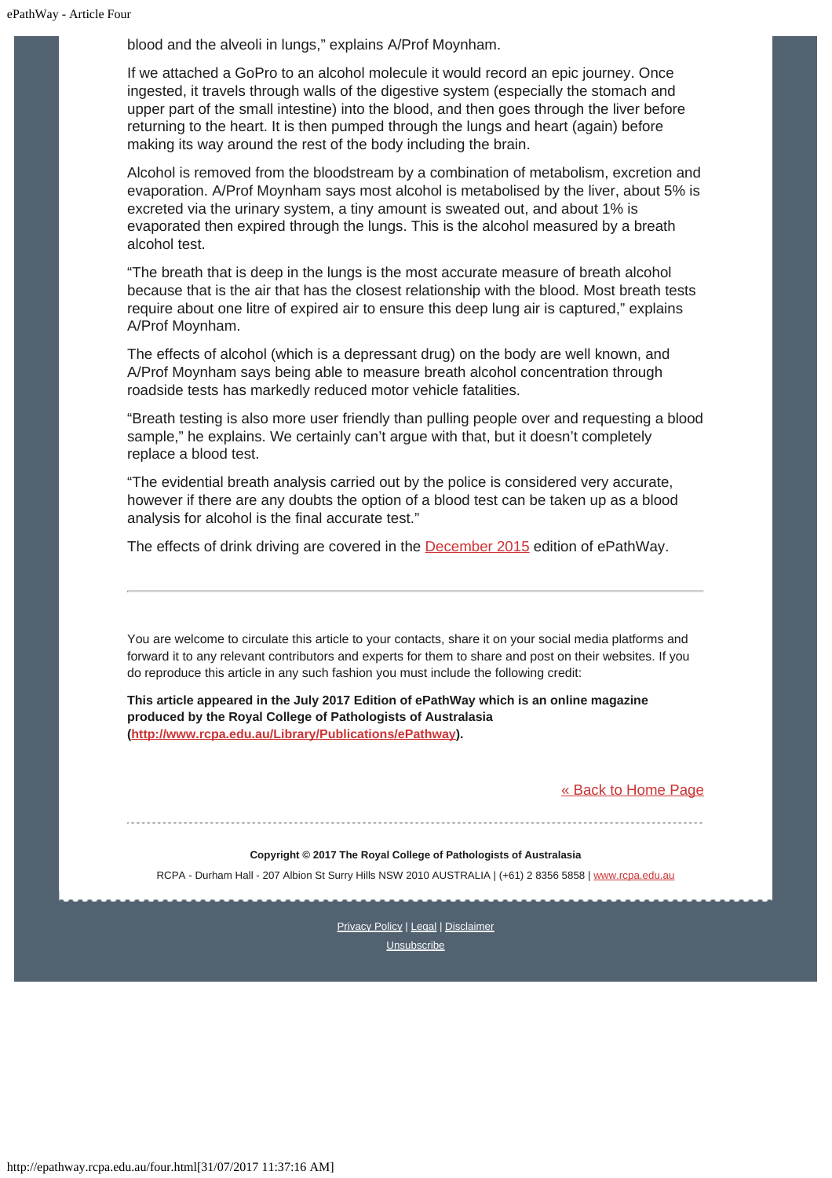blood and the alveoli in lungs," explains A/Prof Moynham.

If we attached a GoPro to an alcohol molecule it would record an epic journey. Once ingested, it travels through walls of the digestive system (especially the stomach and upper part of the small intestine) into the blood, and then goes through the liver before returning to the heart. It is then pumped through the lungs and heart (again) before making its way around the rest of the body including the brain.

Alcohol is removed from the bloodstream by a combination of metabolism, excretion and evaporation. A/Prof Moynham says most alcohol is metabolised by the liver, about 5% is excreted via the urinary system, a tiny amount is sweated out, and about 1% is evaporated then expired through the lungs. This is the alcohol measured by a breath alcohol test.

"The breath that is deep in the lungs is the most accurate measure of breath alcohol because that is the air that has the closest relationship with the blood. Most breath tests require about one litre of expired air to ensure this deep lung air is captured," explains A/Prof Moynham.

The effects of alcohol (which is a depressant drug) on the body are well known, and A/Prof Moynham says being able to measure breath alcohol concentration through roadside tests has markedly reduced motor vehicle fatalities.

"Breath testing is also more user friendly than pulling people over and requesting a blood sample," he explains. We certainly can't argue with that, but it doesn't completely replace a blood test.

"The evidential breath analysis carried out by the police is considered very accurate, however if there are any doubts the option of a blood test can be taken up as a blood analysis for alcohol is the final accurate test."

The effects of drink driving are covered in the December 2015 edition of ePathWay.

---

You are welcome to circulate this article to your contacts, share it on your social media platforms and forward it to any relevant contributors and experts for them to share and post on their websites. If you do reproduce this article in any such fashion you must include the following credit:

**This article appeared in the July 2017 Edition of ePathWay which is an online magazine produced by the Royal College of Pathologists of Australasia (http://www.rcpa.edu.au/Library/Publications/ePathway).**

« Back to Home Page

**Copyright © 2017 The Royal College of Pathologists of Australasia**

RCPA - Durham Hall - 207 Albion St Surry Hills NSW 2010 AUSTRALIA | (+61) 2 8356 5858 | www.rcpa.edu.au

Privacy Policy | Legal | Disclaimer

Unsubscribe